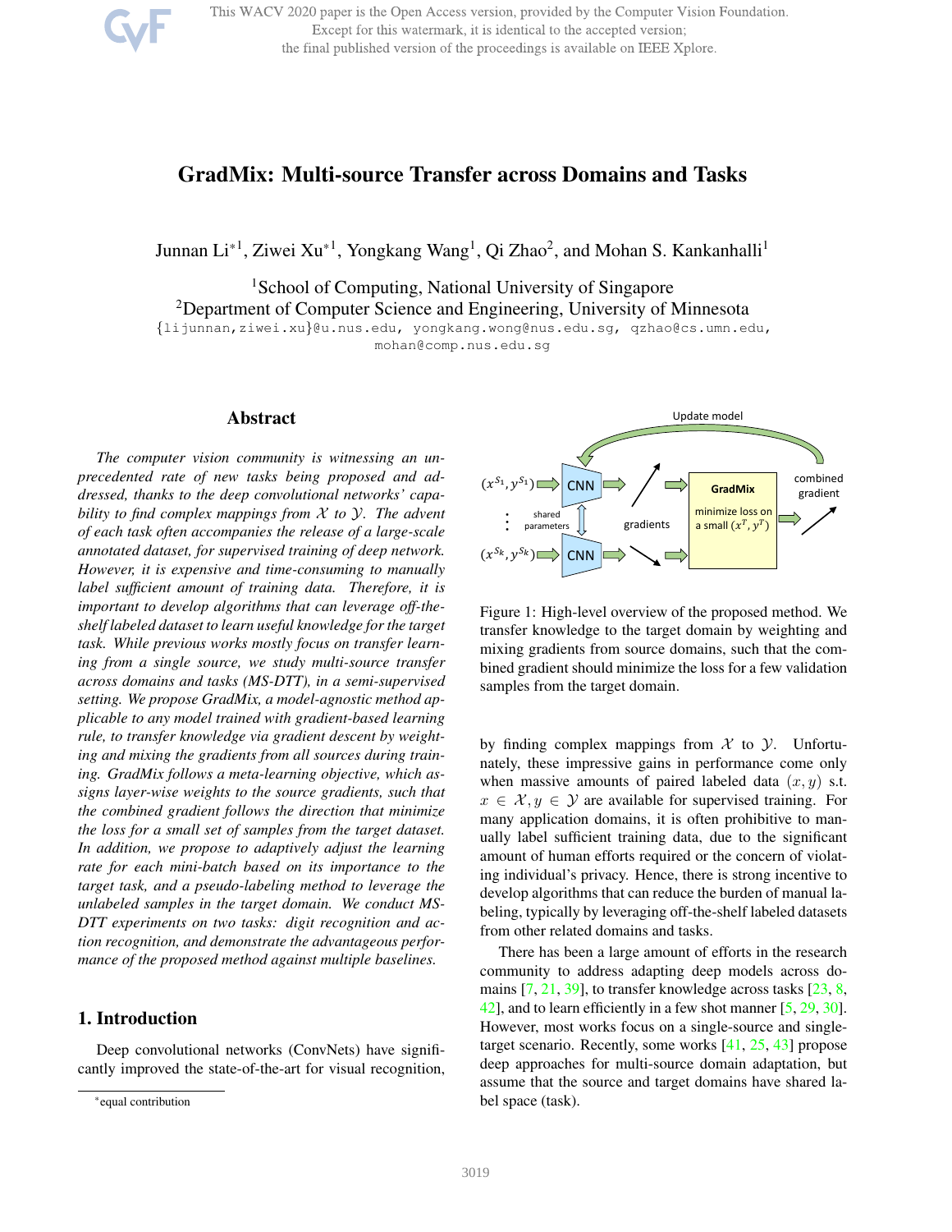# GradMix: Multi-source Transfer across Domains and Tasks

Junnan Li*[1], Ziwei Xu*[1], Yongkang Wang[1], Qi Zhao[2], and Mohan S. Kankanhalli[1]

[1]School of Computing, National University of Singapore
[2]Department of Computer Science and Engineering, University of Minnesota
{lijunnan,ziwei.xu}@u.nus.edu, yongkang.wong@nus.edu.sg, qzhao@cs.umn.edu, mohan@comp.nus.edu.sg

## Abstract

*The computer vision community is witnessing an unprecedented rate of new tasks being proposed and addressed, thanks to the deep convolutional networks' capability to find complex mappings from $\mathcal{X}$ to $\mathcal{Y}$. The advent of each task often accompanies the release of a large-scale annotated dataset, for supervised training of deep network. However, it is expensive and time-consuming to manually label sufficient amount of training data. Therefore, it is important to develop algorithms that can leverage off-the-shelf labeled dataset to learn useful knowledge for the target task. While previous works mostly focus on transfer learning from a single source, we study multi-source transfer across domains and tasks (MS-DTT), in a semi-supervised setting. We propose GradMix, a model-agnostic method applicable to any model trained with gradient-based learning rule, to transfer knowledge via gradient descent by weighting and mixing the gradients from all sources during training. GradMix follows a meta-learning objective, which assigns layer-wise weights to the source gradients, such that the combined gradient follows the direction that minimize the loss for a small set of samples from the target dataset. In addition, we propose to adaptively adjust the learning rate for each mini-batch based on its importance to the target task, and a pseudo-labeling method to leverage the unlabeled samples in the target domain. We conduct MS-DTT experiments on two tasks: digit recognition and action recognition, and demonstrate the advantageous performance of the proposed method against multiple baselines.*

Figure 1: High-level overview of the proposed method. We transfer knowledge to the target domain by weighting and mixing gradients from source domains, such that the combined gradient should minimize the loss for a few validation samples from the target domain.

## 1. Introduction

Deep convolutional networks (ConvNets) have significantly improved the state-of-the-art for visual recognition, by finding complex mappings from $\mathcal{X}$ to $\mathcal{Y}$. Unfortunately, these impressive gains in performance come only when massive amounts of paired labeled data $(x, y)$ s.t. $x \in \mathcal{X}, y \in \mathcal{Y}$ are available for supervised training. For many application domains, it is often prohibitive to manually label sufficient training data, due to the significant amount of human efforts required or the concern of violating individual's privacy. Hence, there is strong incentive to develop algorithms that can reduce the burden of manual labeling, typically by leveraging off-the-shelf labeled datasets from other related domains and tasks.

There has been a large amount of efforts in the research community to address adapting deep models across domains [7, 21, 39], to transfer knowledge across tasks [23, 8, 42], and to learn efficiently in a few shot manner [5, 29, 30]. However, most works focus on a single-source and single-target scenario. Recently, some works [41, 25, 43] propose deep approaches for multi-source domain adaptation, but assume that the source and target domains have shared label space (task).

*equal contribution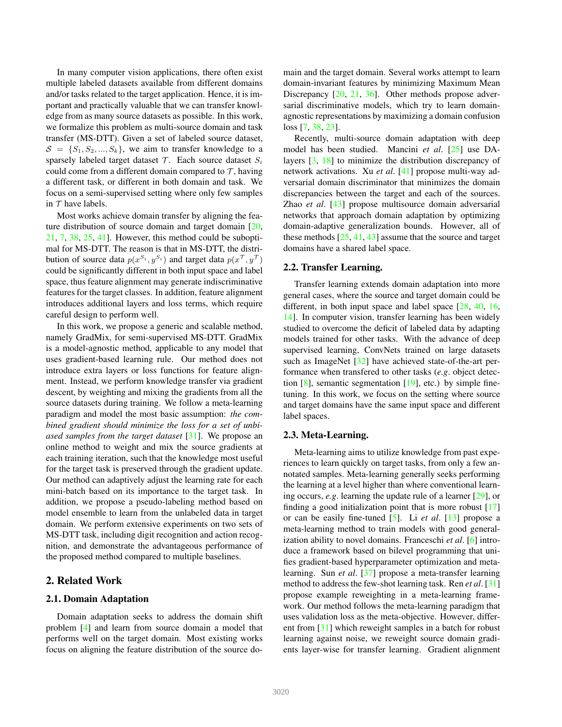In many computer vision applications, there often exist multiple labeled datasets available from different domains and/or tasks related to the target application. Hence, it is important and practically valuable that we can transfer knowledge from as many source datasets as possible. In this work, we formalize this problem as multi-source domain and task transfer (MS-DTT). Given a set of labeled source dataset, $\mathcal{S} = \{S_1, S_2, ..., S_k\}$, we aim to transfer knowledge to a sparsely labeled target dataset $\mathcal{T}$. Each source dataset $S_i$ could come from a different domain compared to $\mathcal{T}$, having a different task, or different in both domain and task. We focus on a semi-supervised setting where only few samples in $\mathcal{T}$ have labels.

Most works achieve domain transfer by aligning the feature distribution of source domain and target domain [20, 21, 7, 38, 25, 41]. However, this method could be suboptimal for MS-DTT. The reason is that in MS-DTT, the distribution of source data $p(x^{S_i}, y^{S_i})$ and target data $p(x^{\mathcal{T}}, y^{\mathcal{T}})$ could be significantly different in both input space and label space, thus feature alignment may generate indiscriminative features for the target classes. In addition, feature alignment introduces additional layers and loss terms, which require careful design to perform well.

In this work, we propose a generic and scalable method, namely GradMix, for semi-supervised MS-DTT. GradMix is a model-agnostic method, applicable to any model that uses gradient-based learning rule. Our method does not introduce extra layers or loss functions for feature alignment. Instead, we perform knowledge transfer via gradient descent, by weighting and mixing the gradients from all the source datasets during training. We follow a meta-learning paradigm and model the most basic assumption: *the combined gradient should minimize the loss for a set of unbiased samples from the target dataset* [31]. We propose an online method to weight and mix the source gradients at each training iteration, such that the knowledge most useful for the target task is preserved through the gradient update. Our method can adaptively adjust the learning rate for each mini-batch based on its importance to the target task. In addition, we propose a pseudo-labeling method based on model ensemble to learn from the unlabeled data in target domain. We perform extensive experiments on two sets of MS-DTT task, including digit recognition and action recognition, and demonstrate the advantageous performance of the proposed method compared to multiple baselines.

## 2. Related Work

### 2.1. Domain Adaptation

Domain adaptation seeks to address the domain shift problem [4] and learn from source domain a model that performs well on the target domain. Most existing works focus on aligning the feature distribution of the source domain and the target domain. Several works attempt to learn domain-invariant features by minimizing Maximum Mean Discrepancy [20, 21, 36]. Other methods propose adversarial discriminative models, which try to learn domain-agnostic representations by maximizing a domain confusion loss [7, 38, 23].

Recently, multi-source domain adaptation with deep model has been studied. Mancini *et al*. [25] use DA-layers [3, 18] to minimize the distribution discrepancy of network activations. Xu *et al*. [41] propose multi-way adversarial domain discriminator that minimizes the domain discrepancies between the target and each of the sources. Zhao *et al*. [43] propose multisource domain adversarial networks that approach domain adaptation by optimizing domain-adaptive generalization bounds. However, all of these methods [25, 41, 43] assume that the source and target domains have a shared label space.

### 2.2. Transfer Learning.

Transfer learning extends domain adaptation into more general cases, where the source and target domain could be different, in both input space and label space [28, 40, 16, 14]. In computer vision, transfer learning has been widely studied to overcome the deficit of labeled data by adapting models trained for other tasks. With the advance of deep supervised learning, ConvNets trained on large datasets such as ImageNet [32] have achieved state-of-the-art performance when transfered to other tasks (*e.g*. object detection [8], semantic segmentation [19], etc.) by simple finetuning. In this work, we focus on the setting where source and target domains have the same input space and different label spaces.

### 2.3. Meta-Learning.

Meta-learning aims to utilize knowledge from past experiences to learn quickly on target tasks, from only a few annotated samples. Meta-learning generally seeks performing the learning at a level higher than where conventional learning occurs, *e.g*. learning the update rule of a learner [29], or finding a good initialization point that is more robust [17] or can be easily fine-tuned [5]. Li *et al*. [13] propose a meta-learning method to train models with good generalization ability to novel domains. Franceschi *et al*. [6] introduce a framework based on bilevel programming that unifies gradient-based hyperparameter optimization and meta-learning. Sun *et al*. [37] propose a meta-transfer learning method to address the few-shot learning task. Ren *et al*. [31] propose example reweighting in a meta-learning framework. Our method follows the meta-learning paradigm that uses validation loss as the meta-objective. However, different from [31] which reweight samples in a batch for robust learning against noise, we reweight source domain gradients layer-wise for transfer learning. Gradient alignment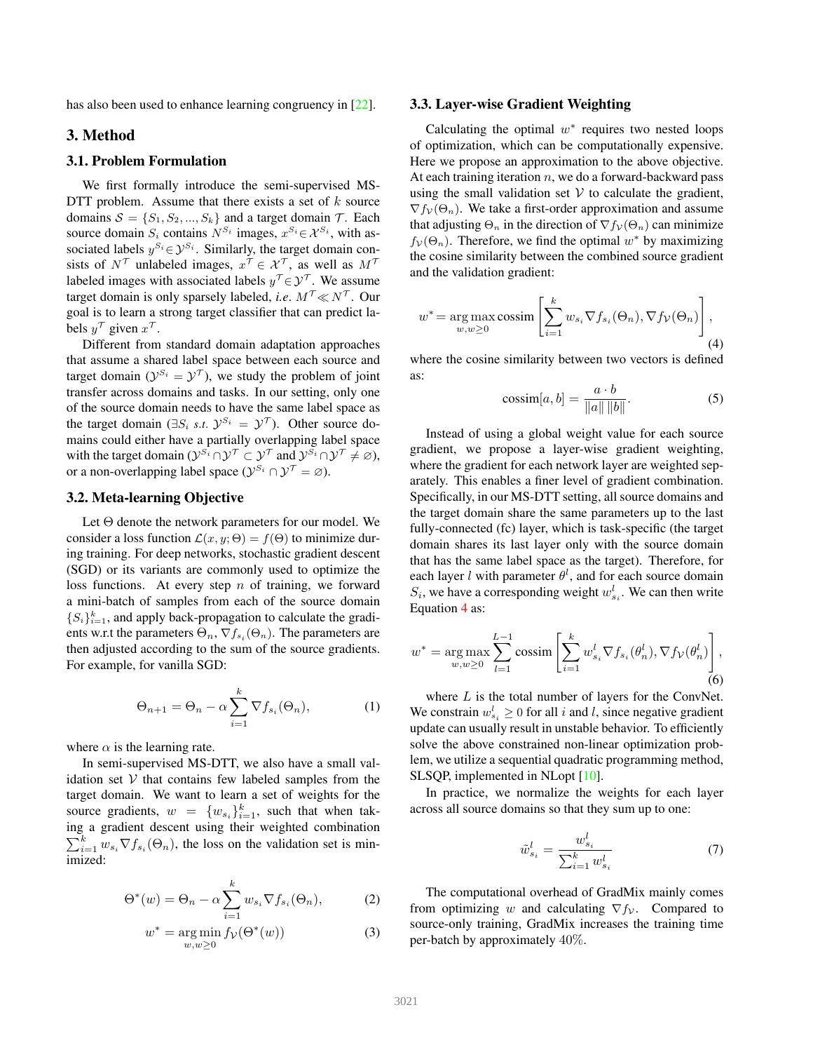has also been used to enhance learning congruency in [22].

## 3. Method

### 3.1. Problem Formulation

We first formally introduce the semi-supervised MS-DTT problem. Assume that there exists a set of $k$ source domains $\mathcal{S} = \{S_1, S_2, ..., S_k\}$ and a target domain $\mathcal{T}$. Each source domain $S_i$ contains $N^{S_i}$ images, $x^{S_i} \in \mathcal{X}^{S_i}$, with associated labels $y^{S_i} \in \mathcal{Y}^{S_i}$. Similarly, the target domain consists of $N^{\mathcal{T}}$ unlabeled images, $x^{\mathcal{T}} \in \mathcal{X}^{\mathcal{T}}$, as well as $M^{\mathcal{T}}$ labeled images with associated labels $y^{\mathcal{T}} \in \mathcal{Y}^{\mathcal{T}}$. We assume target domain is only sparsely labeled, *i.e.* $M^{\mathcal{T}} \ll N^{\mathcal{T}}$. Our goal is to learn a strong target classifier that can predict labels $y^{\mathcal{T}}$ given $x^{\mathcal{T}}$.

Different from standard domain adaptation approaches that assume a shared label space between each source and target domain ($\mathcal{Y}^{S_i} = \mathcal{Y}^{\mathcal{T}}$), we study the problem of joint transfer across domains and tasks. In our setting, only one of the source domain needs to have the same label space as the target domain ($\exists S_i$ *s.t.* $\mathcal{Y}^{S_i} = \mathcal{Y}^{\mathcal{T}}$). Other source domains could either have a partially overlapping label space with the target domain ($\mathcal{Y}^{S_i} \cap \mathcal{Y}^{\mathcal{T}} \subset \mathcal{Y}^{\mathcal{T}}$ and $\mathcal{Y}^{S_i} \cap \mathcal{Y}^{\mathcal{T}} \neq \varnothing$), or a non-overlapping label space ($\mathcal{Y}^{S_i} \cap \mathcal{Y}^{\mathcal{T}} = \varnothing$).

### 3.2. Meta-learning Objective

Let $\Theta$ denote the network parameters for our model. We consider a loss function $\mathcal{L}(x, y; \Theta) = f(\Theta)$ to minimize during training. For deep networks, stochastic gradient descent (SGD) or its variants are commonly used to optimize the loss functions. At every step $n$ of training, we forward a mini-batch of samples from each of the source domain $\{S_i\}_{i=1}^{k}$, and apply back-propagation to calculate the gradients w.r.t the parameters $\Theta_n$, $\nabla f_{s_i}(\Theta_n)$. The parameters are then adjusted according to the sum of the source gradients. For example, for vanilla SGD:

$$\Theta_{n+1} = \Theta_n - \alpha \sum_{i=1}^{k} \nabla f_{s_i}(\Theta_n), \tag{1}$$

where $\alpha$ is the learning rate.

In semi-supervised MS-DTT, we also have a small validation set $\mathcal{V}$ that contains few labeled samples from the target domain. We want to learn a set of weights for the source gradients, $w = \{w_{s_i}\}_{i=1}^{k}$, such that when taking a gradient descent using their weighted combination $\sum_{i=1}^{k} w_{s_i} \nabla f_{s_i}(\Theta_n)$, the loss on the validation set is minimized:

$$\Theta^*(w) = \Theta_n - \alpha \sum_{i=1}^{k} w_{s_i} \nabla f_{s_i}(\Theta_n), \tag{2}$$

$$w^* = \underset{w, w \geq 0}{\arg\min} \, f_{\mathcal{V}}(\Theta^*(w)) \tag{3}$$

### 3.3. Layer-wise Gradient Weighting

Calculating the optimal $w^*$ requires two nested loops of optimization, which can be computationally expensive. Here we propose an approximation to the above objective. At each training iteration $n$, we do a forward-backward pass using the small validation set $\mathcal{V}$ to calculate the gradient, $\nabla f_{\mathcal{V}}(\Theta_n)$. We take a first-order approximation and assume that adjusting $\Theta_n$ in the direction of $\nabla f_{\mathcal{V}}(\Theta_n)$ can minimize $f_{\mathcal{V}}(\Theta_n)$. Therefore, we find the optimal $w^*$ by maximizing the cosine similarity between the combined source gradient and the validation gradient:

$$w^* = \underset{w, w \geq 0}{\arg\max} \, \text{cossim}\left[\sum_{i=1}^{k} w_{s_i} \nabla f_{s_i}(\Theta_n), \nabla f_{\mathcal{V}}(\Theta_n)\right], \tag{4}$$

where the cosine similarity between two vectors is defined as:

$$\text{cossim}[a, b] = \frac{a \cdot b}{\|a\| \, \|b\|}. \tag{5}$$

Instead of using a global weight value for each source gradient, we propose a layer-wise gradient weighting, where the gradient for each network layer are weighted separately. This enables a finer level of gradient combination. Specifically, in our MS-DTT setting, all source domains and the target domain share the same parameters up to the last fully-connected (fc) layer, which is task-specific (the target domain shares its last layer only with the source domain that has the same label space as the target). Therefore, for each layer $l$ with parameter $\theta^l$, and for each source domain $S_i$, we have a corresponding weight $w_{s_i}^l$. We can then write Equation 4 as:

$$w^* = \underset{w, w \geq 0}{\arg\max} \sum_{l=1}^{L-1} \text{cossim}\left[\sum_{i=1}^{k} w_{s_i}^l \nabla f_{s_i}(\theta_n^l), \nabla f_{\mathcal{V}}(\theta_n^l)\right], \tag{6}$$

where $L$ is the total number of layers for the ConvNet. We constrain $w_{s_i}^l \geq 0$ for all $i$ and $l$, since negative gradient update can usually result in unstable behavior. To efficiently solve the above constrained non-linear optimization problem, we utilize a sequential quadratic programming method, SLSQP, implemented in NLopt [10].

In practice, we normalize the weights for each layer across all source domains so that they sum up to one:

$$\tilde{w}_{s_i}^l = \frac{w_{s_i}^l}{\sum_{i=1}^{k} w_{s_i}^l} \tag{7}$$

The computational overhead of GradMix mainly comes from optimizing $w$ and calculating $\nabla f_{\mathcal{V}}$. Compared to source-only training, GradMix increases the training time per-batch by approximately 40%.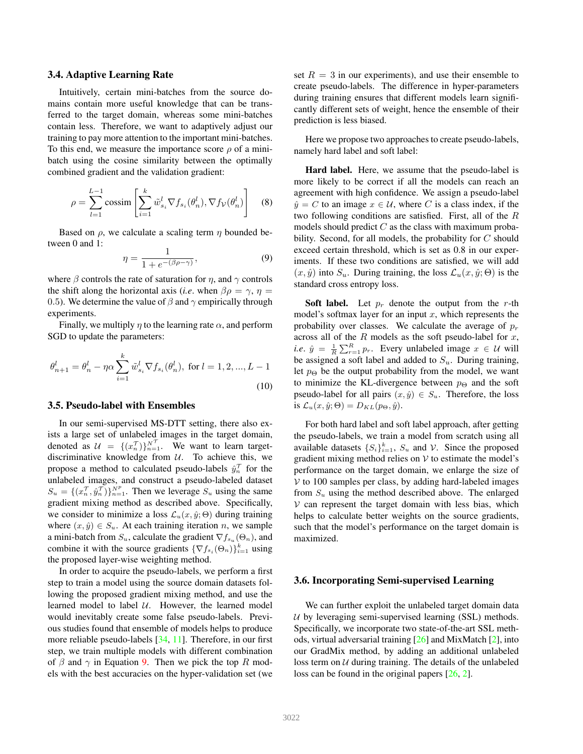### 3.4. Adaptive Learning Rate

Intuitively, certain mini-batches from the source domains contain more useful knowledge that can be transferred to the target domain, whereas some mini-batches contain less. Therefore, we want to adaptively adjust our training to pay more attention to the important mini-batches. To this end, we measure the importance score $\rho$ of a mini-batch using the cosine similarity between the optimally combined gradient and the validation gradient:

$$\rho = \sum_{l=1}^{L-1} \text{cossim}\left[\sum_{i=1}^{k} \tilde{w}_{s_i}^l \nabla f_{s_i}(\theta_n^l), \nabla f_{\mathcal{V}}(\theta_n^l)\right] \quad (8)$$

Based on $\rho$, we calculate a scaling term $\eta$ bounded between 0 and 1:

$$\eta = \frac{1}{1 + e^{-(\beta\rho - \gamma)}}, \quad (9)$$

where $\beta$ controls the rate of saturation for $\eta$, and $\gamma$ controls the shift along the horizontal axis (*i.e.* when $\beta\rho = \gamma$, $\eta = 0.5$). We determine the value of $\beta$ and $\gamma$ empirically through experiments.

Finally, we multiply $\eta$ to the learning rate $\alpha$, and perform SGD to update the parameters:

$$\theta_{n+1}^l = \theta_n^l - \eta\alpha \sum_{i=1}^{k} \tilde{w}_{s_i}^l \nabla f_{s_i}(\theta_n^l), \text{ for } l = 1, 2, ..., L-1 \quad (10)$$

### 3.5. Pseudo-label with Ensembles

In our semi-supervised MS-DTT setting, there also exists a large set of unlabeled images in the target domain, denoted as $\mathcal{U} = \{(x_n^{\mathcal{T}})\}_{n=1}^{N^{\mathcal{T}}}$. We want to learn target-discriminative knowledge from $\mathcal{U}$. To achieve this, we propose a method to calculated pseudo-labels $\hat{y}_n^{\mathcal{T}}$ for the unlabeled images, and construct a pseudo-labeled dataset $S_u = \{(x_n^{\mathcal{T}}, \hat{y}_n^{\mathcal{T}})\}_{n=1}^{N^p}$. Then we leverage $S_u$ using the same gradient mixing method as described above. Specifically, we consider to minimize a loss $\mathcal{L}_u(x, \hat{y}; \Theta)$ during training where $(x, \hat{y}) \in S_u$. At each training iteration $n$, we sample a mini-batch from $S_u$, calculate the gradient $\nabla f_{s_u}(\Theta_n)$, and combine it with the source gradients $\{\nabla f_{s_i}(\Theta_n)\}_{i=1}^k$ using the proposed layer-wise weighting method.

In order to acquire the pseudo-labels, we perform a first step to train a model using the source domain datasets following the proposed gradient mixing method, and use the learned model to label $\mathcal{U}$. However, the learned model would inevitably create some false pseudo-labels. Previous studies found that ensemble of models helps to produce more reliable pseudo-labels [34, 11]. Therefore, in our first step, we train multiple models with different combination of $\beta$ and $\gamma$ in Equation 9. Then we pick the top $R$ models with the best accuracies on the hyper-validation set (we set $R = 3$ in our experiments), and use their ensemble to create pseudo-labels. The difference in hyper-parameters during training ensures that different models learn significantly different sets of weight, hence the ensemble of their prediction is less biased.

Here we propose two approaches to create pseudo-labels, namely hard label and soft label:

**Hard label.** Here, we assume that the pseudo-label is more likely to be correct if all the models can reach an agreement with high confidence. We assign a pseudo-label $\hat{y} = C$ to an image $x \in \mathcal{U}$, where $C$ is a class index, if the two following conditions are satisfied. First, all of the $R$ models should predict $C$ as the class with maximum probability. Second, for all models, the probability for $C$ should exceed certain threshold, which is set as 0.8 in our experiments. If these two conditions are satisfied, we will add $(x, \hat{y})$ into $S_u$. During training, the loss $\mathcal{L}_u(x, \hat{y}; \Theta)$ is the standard cross entropy loss.

**Soft label.** Let $p_r$ denote the output from the $r$-th model's softmax layer for an input $x$, which represents the probability over classes. We calculate the average of $p_r$ across all of the $R$ models as the soft pseudo-label for $x$, *i.e.* $\hat{y} = \frac{1}{R}\sum_{r=1}^{R} p_r$. Every unlabeled image $x \in \mathcal{U}$ will be assigned a soft label and added to $S_u$. During training, let $p_\Theta$ be the output probability from the model, we want to minimize the KL-divergence between $p_\Theta$ and the soft pseudo-label for all pairs $(x, \hat{y}) \in S_u$. Therefore, the loss is $\mathcal{L}_u(x, \hat{y}; \Theta) = D_{KL}(p_\Theta, \hat{y})$.

For both hard label and soft label approach, after getting the pseudo-labels, we train a model from scratch using all available datasets $\{S_i\}_{i=1}^k$, $S_u$ and $\mathcal{V}$. Since the proposed gradient mixing method relies on $\mathcal{V}$ to estimate the model's performance on the target domain, we enlarge the size of $\mathcal{V}$ to 100 samples per class, by adding hard-labeled images from $S_u$ using the method described above. The enlarged $\mathcal{V}$ can represent the target domain with less bias, which helps to calculate better weights on the source gradients, such that the model's performance on the target domain is maximized.

### 3.6. Incorporating Semi-supervised Learning

We can further exploit the unlabeled target domain data $\mathcal{U}$ by leveraging semi-supervised learning (SSL) methods. Specifically, we incorporate two state-of-the-art SSL methods, virtual adversarial training [26] and MixMatch [2], into our GradMix method, by adding an additional unlabeled loss term on $\mathcal{U}$ during training. The details of the unlabeled loss can be found in the original papers [26, 2].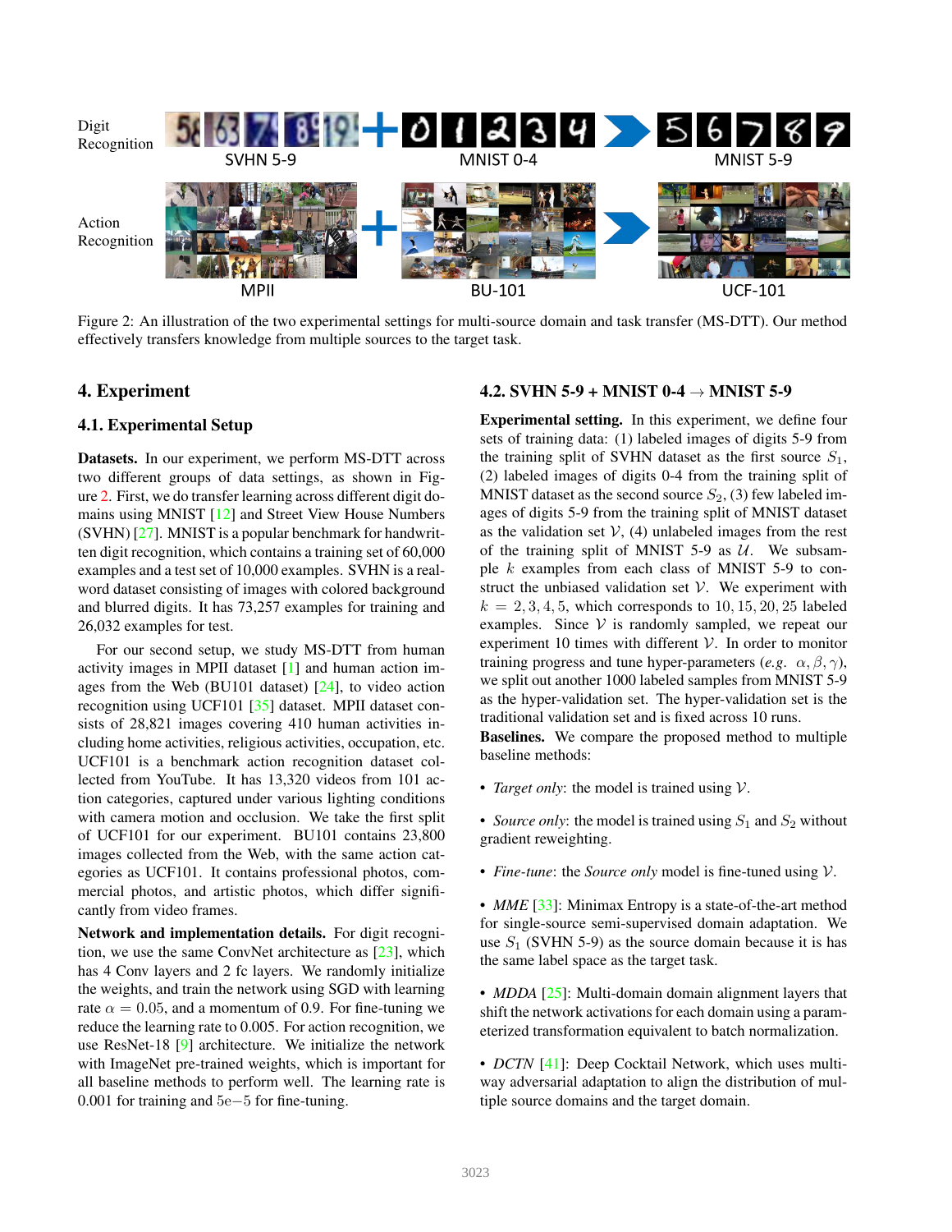Figure 2: An illustration of the two experimental settings for multi-source domain and task transfer (MS-DTT). Our method effectively transfers knowledge from multiple sources to the target task.

# 4. Experiment

## 4.1. Experimental Setup

**Datasets.** In our experiment, we perform MS-DTT across two different groups of data settings, as shown in Figure 2. First, we do transfer learning across different digit domains using MNIST [12] and Street View House Numbers (SVHN) [27]. MNIST is a popular benchmark for handwritten digit recognition, which contains a training set of 60,000 examples and a test set of 10,000 examples. SVHN is a real-word dataset consisting of images with colored background and blurred digits. It has 73,257 examples for training and 26,032 examples for test.

For our second setup, we study MS-DTT from human activity images in MPII dataset [1] and human action images from the Web (BU101 dataset) [24], to video action recognition using UCF101 [35] dataset. MPII dataset consists of 28,821 images covering 410 human activities including home activities, religious activities, occupation, etc. UCF101 is a benchmark action recognition dataset collected from YouTube. It has 13,320 videos from 101 action categories, captured under various lighting conditions with camera motion and occlusion. We take the first split of UCF101 for our experiment. BU101 contains 23,800 images collected from the Web, with the same action categories as UCF101. It contains professional photos, commercial photos, and artistic photos, which differ significantly from video frames.

**Network and implementation details.** For digit recognition, we use the same ConvNet architecture as [23], which has 4 Conv layers and 2 fc layers. We randomly initialize the weights, and train the network using SGD with learning rate $\alpha = 0.05$, and a momentum of 0.9. For fine-tuning we reduce the learning rate to 0.005. For action recognition, we use ResNet-18 [9] architecture. We initialize the network with ImageNet pre-trained weights, which is important for all baseline methods to perform well. The learning rate is 0.001 for training and $5e{-}5$ for fine-tuning.

## 4.2. SVHN 5-9 + MNIST 0-4 → MNIST 5-9

**Experimental setting.** In this experiment, we define four sets of training data: (1) labeled images of digits 5-9 from the training split of SVHN dataset as the first source $S_1$, (2) labeled images of digits 0-4 from the training split of MNIST dataset as the second source $S_2$, (3) few labeled images of digits 5-9 from the training split of MNIST dataset as the validation set $\mathcal{V}$, (4) unlabeled images from the rest of the training split of MNIST 5-9 as $\mathcal{U}$. We subsample $k$ examples from each class of MNIST 5-9 to construct the unbiased validation set $\mathcal{V}$. We experiment with $k = 2, 3, 4, 5$, which corresponds to $10, 15, 20, 25$ labeled examples. Since $\mathcal{V}$ is randomly sampled, we repeat our experiment 10 times with different $\mathcal{V}$. In order to monitor training progress and tune hyper-parameters (*e.g.* $\alpha, \beta, \gamma$), we split out another 1000 labeled samples from MNIST 5-9 as the hyper-validation set. The hyper-validation set is the traditional validation set and is fixed across 10 runs.

**Baselines.** We compare the proposed method to multiple baseline methods:

- *Target only*: the model is trained using $\mathcal{V}$.
- *Source only*: the model is trained using $S_1$ and $S_2$ without gradient reweighting.
- *Fine-tune*: the *Source only* model is fine-tuned using $\mathcal{V}$.
- *MME* [33]: Minimax Entropy is a state-of-the-art method for single-source semi-supervised domain adaptation. We use $S_1$ (SVHN 5-9) as the source domain because it is has the same label space as the target task.
- *MDDA* [25]: Multi-domain domain alignment layers that shift the network activations for each domain using a parameterized transformation equivalent to batch normalization.
- *DCTN* [41]: Deep Cocktail Network, which uses multi-way adversarial adaptation to align the distribution of multiple source domains and the target domain.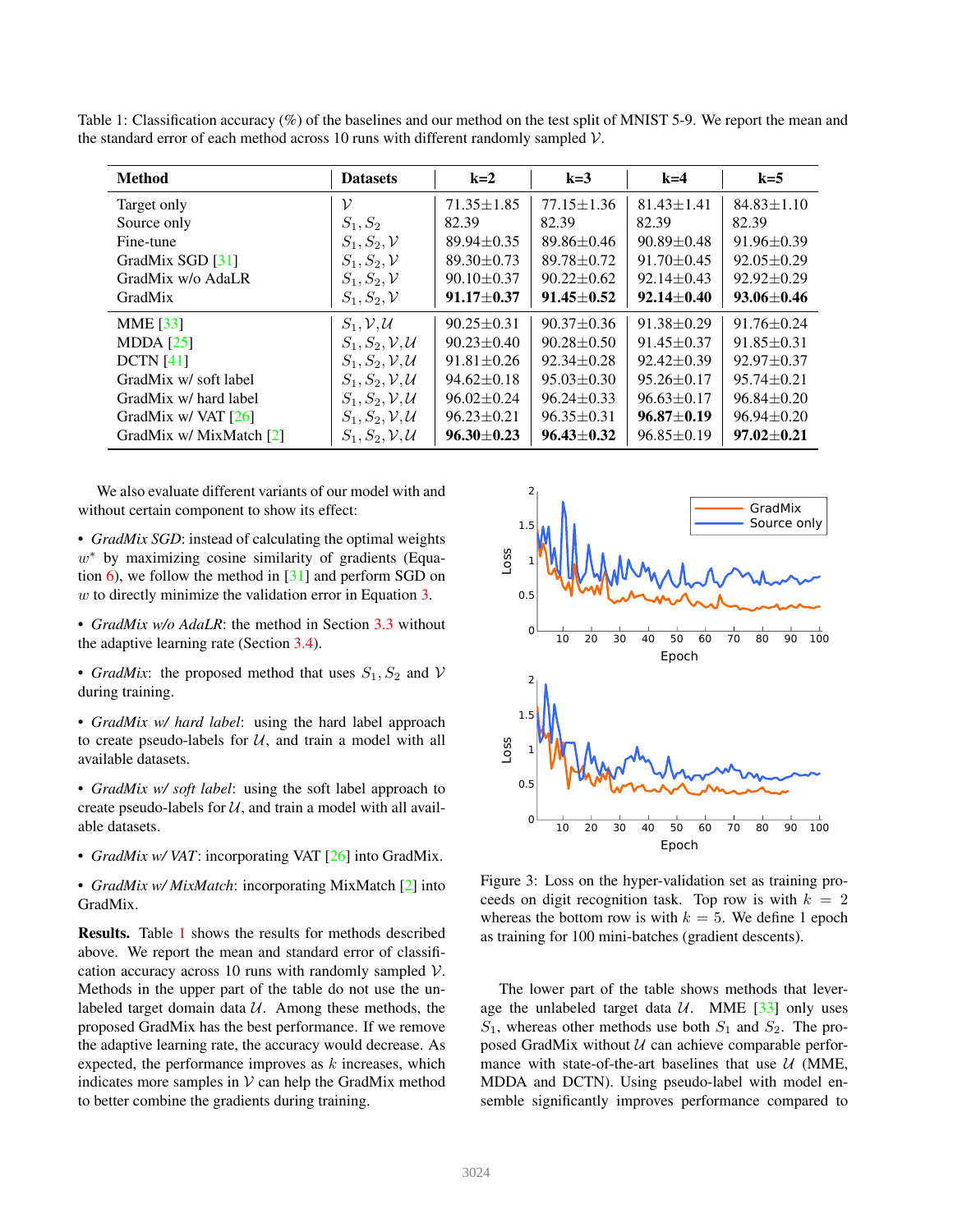Table 1: Classification accuracy (%) of the baselines and our method on the test split of MNIST 5-9. We report the mean and the standard error of each method across 10 runs with different randomly sampled $\mathcal{V}$.

| Method | Datasets | k=2 | k=3 | k=4 | k=5 |
|---|---|---|---|---|---|
| Target only | $\mathcal{V}$ | 71.35±1.85 | 77.15±1.36 | 81.43±1.41 | 84.83±1.10 |
| Source only | $S_1, S_2$ | 82.39 | 82.39 | 82.39 | 82.39 |
| Fine-tune | $S_1, S_2, \mathcal{V}$ | 89.94±0.35 | 89.86±0.46 | 90.89±0.48 | 91.96±0.39 |
| GradMix SGD [31] | $S_1, S_2, \mathcal{V}$ | 89.30±0.73 | 89.78±0.72 | 91.70±0.45 | 92.05±0.29 |
| GradMix w/o AdaLR | $S_1, S_2, \mathcal{V}$ | 90.10±0.37 | 90.22±0.62 | 92.14±0.43 | 92.92±0.29 |
| GradMix | $S_1, S_2, \mathcal{V}$ | **91.17±0.37** | **91.45±0.52** | **92.14±0.40** | **93.06±0.46** |
| MME [33] | $S_1, \mathcal{V}, \mathcal{U}$ | 90.25±0.31 | 90.37±0.36 | 91.38±0.29 | 91.76±0.24 |
| MDDA [25] | $S_1, S_2, \mathcal{V}, \mathcal{U}$ | 90.23±0.40 | 90.28±0.50 | 91.45±0.37 | 91.85±0.31 |
| DCTN [41] | $S_1, S_2, \mathcal{V}, \mathcal{U}$ | 91.81±0.26 | 92.34±0.28 | 92.42±0.39 | 92.97±0.37 |
| GradMix w/ soft label | $S_1, S_2, \mathcal{V}, \mathcal{U}$ | 94.62±0.18 | 95.03±0.30 | 95.26±0.17 | 95.74±0.21 |
| GradMix w/ hard label | $S_1, S_2, \mathcal{V}, \mathcal{U}$ | 96.02±0.24 | 96.24±0.33 | 96.63±0.17 | 96.84±0.20 |
| GradMix w/ VAT [26] | $S_1, S_2, \mathcal{V}, \mathcal{U}$ | 96.23±0.21 | 96.35±0.31 | **96.87±0.19** | 96.94±0.20 |
| GradMix w/ MixMatch [2] | $S_1, S_2, \mathcal{V}, \mathcal{U}$ | **96.30±0.23** | **96.43±0.32** | 96.85±0.19 | **97.02±0.21** |

We also evaluate different variants of our model with and without certain component to show its effect:

- *GradMix SGD*: instead of calculating the optimal weights $w^*$ by maximizing cosine similarity of gradients (Equation 6), we follow the method in [31] and perform SGD on $w$ to directly minimize the validation error in Equation 3.
- *GradMix w/o AdaLR*: the method in Section 3.3 without the adaptive learning rate (Section 3.4).
- *GradMix*: the proposed method that uses $S_1, S_2$ and $\mathcal{V}$ during training.
- *GradMix w/ hard label*: using the hard label approach to create pseudo-labels for $\mathcal{U}$, and train a model with all available datasets.
- *GradMix w/ soft label*: using the soft label approach to create pseudo-labels for $\mathcal{U}$, and train a model with all available datasets.
- *GradMix w/ VAT*: incorporating VAT [26] into GradMix.
- *GradMix w/ MixMatch*: incorporating MixMatch [2] into GradMix.

**Results.** Table 1 shows the results for methods described above. We report the mean and standard error of classification accuracy across 10 runs with randomly sampled $\mathcal{V}$. Methods in the upper part of the table do not use the unlabeled target domain data $\mathcal{U}$. Among these methods, the proposed GradMix has the best performance. If we remove the adaptive learning rate, the accuracy would decrease. As expected, the performance improves as $k$ increases, which indicates more samples in $\mathcal{V}$ can help the GradMix method to better combine the gradients during training.

Figure 3: Loss on the hyper-validation set as training proceeds on digit recognition task. Top row is with $k = 2$ whereas the bottom row is with $k = 5$. We define 1 epoch as training for 100 mini-batches (gradient descents).

The lower part of the table shows methods that leverage the unlabeled target data $\mathcal{U}$. MME [33] only uses $S_1$, whereas other methods use both $S_1$ and $S_2$. The proposed GradMix without $\mathcal{U}$ can achieve comparable performance with state-of-the-art baselines that use $\mathcal{U}$ (MME, MDDA and DCTN). Using pseudo-label with model ensemble significantly improves performance compared to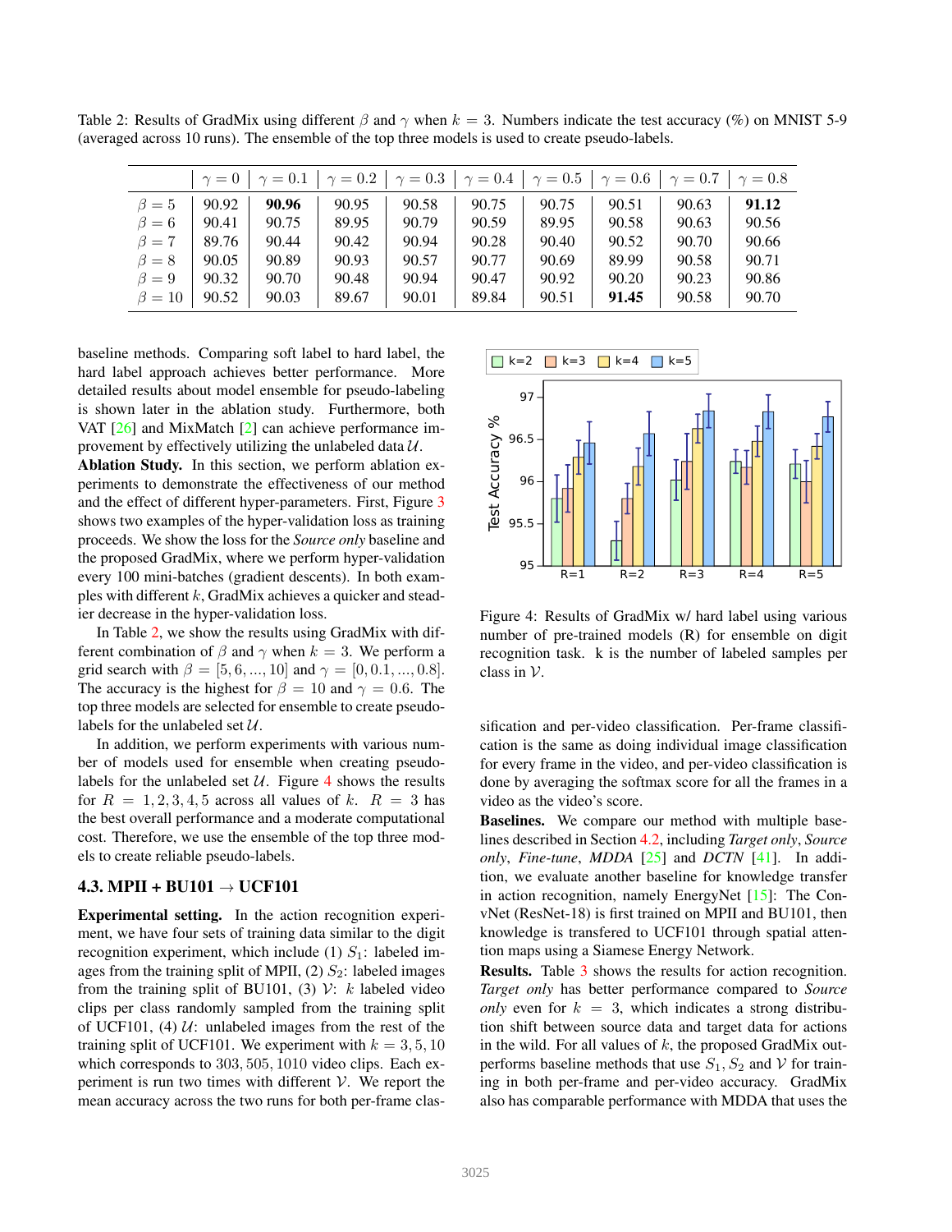Table 2: Results of GradMix using different $\beta$ and $\gamma$ when $k = 3$. Numbers indicate the test accuracy (%) on MNIST 5-9 (averaged across 10 runs). The ensemble of the top three models is used to create pseudo-labels.

| | $\gamma=0$ | $\gamma=0.1$ | $\gamma=0.2$ | $\gamma=0.3$ | $\gamma=0.4$ | $\gamma=0.5$ | $\gamma=0.6$ | $\gamma=0.7$ | $\gamma=0.8$ |
|---|---|---|---|---|---|---|---|---|---|
| $\beta=5$ | 90.92 | **90.96** | 90.95 | 90.58 | 90.75 | 90.75 | 90.51 | 90.63 | **91.12** |
| $\beta=6$ | 90.41 | 90.75 | 89.95 | 90.79 | 90.59 | 89.95 | 90.58 | 90.63 | 90.56 |
| $\beta=7$ | 89.76 | 90.44 | 90.42 | 90.94 | 90.28 | 90.40 | 90.52 | 90.70 | 90.66 |
| $\beta=8$ | 90.05 | 90.89 | 90.93 | 90.57 | 90.77 | 90.69 | 89.99 | 90.58 | 90.71 |
| $\beta=9$ | 90.32 | 90.70 | 90.48 | 90.94 | 90.47 | 90.92 | 90.20 | 90.23 | 90.86 |
| $\beta=10$ | 90.52 | 90.03 | 89.67 | 90.01 | 89.84 | 90.51 | **91.45** | 90.58 | 90.70 |

baseline methods. Comparing soft label to hard label, the hard label approach achieves better performance. More detailed results about model ensemble for pseudo-labeling is shown later in the ablation study. Furthermore, both VAT [26] and MixMatch [2] can achieve performance improvement by effectively utilizing the unlabeled data $\mathcal{U}$.

**Ablation Study.** In this section, we perform ablation experiments to demonstrate the effectiveness of our method and the effect of different hyper-parameters. First, Figure 3 shows two examples of the hyper-validation loss as training proceeds. We show the loss for the *Source only* baseline and the proposed GradMix, where we perform hyper-validation every 100 mini-batches (gradient descents). In both examples with different $k$, GradMix achieves a quicker and steadier decrease in the hyper-validation loss.

In Table 2, we show the results using GradMix with different combination of $\beta$ and $\gamma$ when $k = 3$. We perform a grid search with $\beta = [5, 6, ..., 10]$ and $\gamma = [0, 0.1, ..., 0.8]$. The accuracy is the highest for $\beta = 10$ and $\gamma = 0.6$. The top three models are selected for ensemble to create pseudo-labels for the unlabeled set $\mathcal{U}$.

In addition, we perform experiments with various number of models used for ensemble when creating pseudo-labels for the unlabeled set $\mathcal{U}$. Figure 4 shows the results for $R = 1, 2, 3, 4, 5$ across all values of $k$. $R = 3$ has the best overall performance and a moderate computational cost. Therefore, we use the ensemble of the top three models to create reliable pseudo-labels.

Figure 4: Results of GradMix w/ hard label using various number of pre-trained models (R) for ensemble on digit recognition task. k is the number of labeled samples per class in $\mathcal{V}$.

### 4.3. MPII + BU101 → UCF101

**Experimental setting.** In the action recognition experiment, we have four sets of training data similar to the digit recognition experiment, which include (1) $S_1$: labeled images from the training split of MPII, (2) $S_2$: labeled images from the training split of BU101, (3) $\mathcal{V}$: $k$ labeled video clips per class randomly sampled from the training split of UCF101, (4) $\mathcal{U}$: unlabeled images from the rest of the training split of UCF101. We experiment with $k = 3, 5, 10$ which corresponds to $303, 505, 1010$ video clips. Each experiment is run two times with different $\mathcal{V}$. We report the mean accuracy across the two runs for both per-frame classification and per-video classification. Per-frame classification is the same as doing individual image classification for every frame in the video, and per-video classification is done by averaging the softmax score for all the frames in a video as the video's score.

**Baselines.** We compare our method with multiple baselines described in Section 4.2, including *Target only*, *Source only*, *Fine-tune*, *MDDA* [25] and *DCTN* [41]. In addition, we evaluate another baseline for knowledge transfer in action recognition, namely EnergyNet [15]: The ConvNet (ResNet-18) is first trained on MPII and BU101, then knowledge is transfered to UCF101 through spatial attention maps using a Siamese Energy Network.

**Results.** Table 3 shows the results for action recognition. *Target only* has better performance compared to *Source only* even for $k = 3$, which indicates a strong distribution shift between source data and target data for actions in the wild. For all values of $k$, the proposed GradMix outperforms baseline methods that use $S_1$, $S_2$ and $\mathcal{V}$ for training in both per-frame and per-video accuracy. GradMix also has comparable performance with MDDA that uses the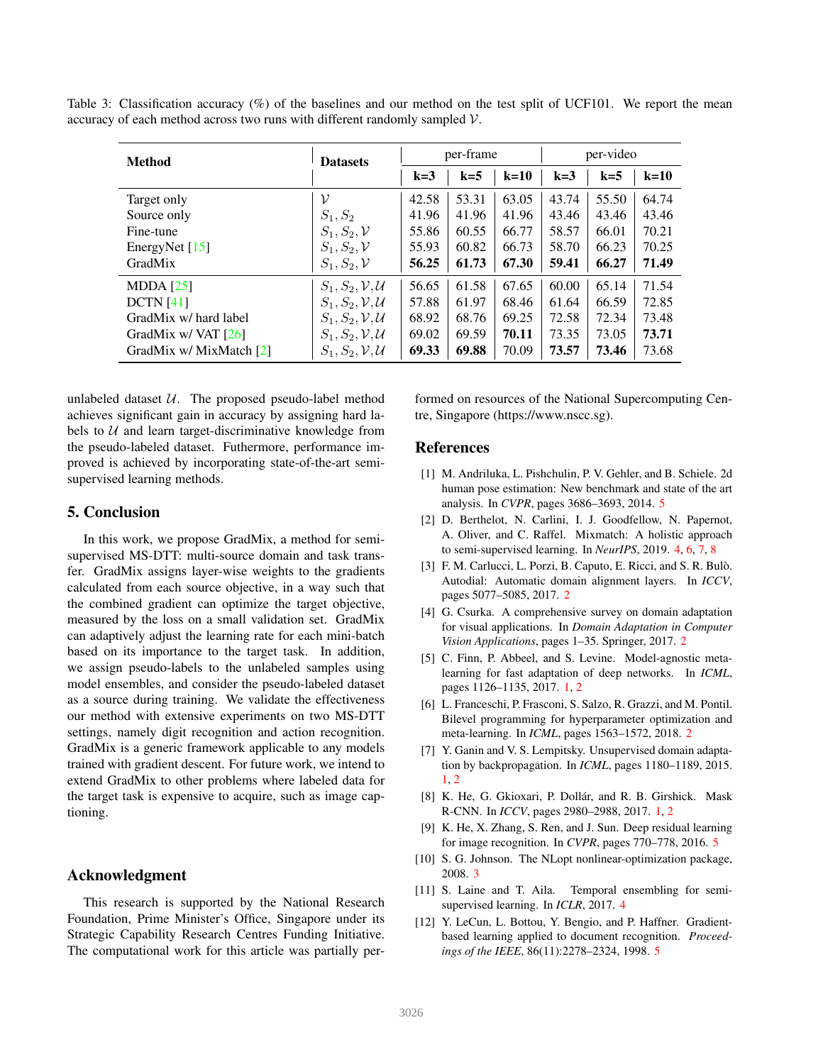Table 3: Classification accuracy (%) of the baselines and our method on the test split of UCF101. We report the mean accuracy of each method across two runs with different randomly sampled $\mathcal{V}$.

| **Method** | **Datasets** | per-frame | | | per-video | | |
|---|---|---|---|---|---|---|---|
| | | **k=3** | **k=5** | **k=10** | **k=3** | **k=5** | **k=10** |
| Target only | $\mathcal{V}$ | 42.58 | 53.31 | 63.05 | 43.74 | 55.50 | 64.74 |
| Source only | $S_1, S_2$ | 41.96 | 41.96 | 41.96 | 43.46 | 43.46 | 43.46 |
| Fine-tune | $S_1, S_2, \mathcal{V}$ | 55.86 | 60.55 | 66.77 | 58.57 | 66.01 | 70.21 |
| EnergyNet [15] | $S_1, S_2, \mathcal{V}$ | 55.93 | 60.82 | 66.73 | 58.70 | 66.23 | 70.25 |
| GradMix | $S_1, S_2, \mathcal{V}$ | **56.25** | **61.73** | **67.30** | **59.41** | **66.27** | **71.49** |
| MDDA [25] | $S_1, S_2, \mathcal{V}, \mathcal{U}$ | 56.65 | 61.58 | 67.65 | 60.00 | 65.14 | 71.54 |
| DCTN [41] | $S_1, S_2, \mathcal{V}, \mathcal{U}$ | 57.88 | 61.97 | 68.46 | 61.64 | 66.59 | 72.85 |
| GradMix w/ hard label | $S_1, S_2, \mathcal{V}, \mathcal{U}$ | 68.92 | 68.76 | 69.25 | 72.58 | 72.34 | 73.48 |
| GradMix w/ VAT [26] | $S_1, S_2, \mathcal{V}, \mathcal{U}$ | 69.02 | 69.59 | **70.11** | 73.35 | 73.05 | **73.71** |
| GradMix w/ MixMatch [2] | $S_1, S_2, \mathcal{V}, \mathcal{U}$ | **69.33** | **69.88** | 70.09 | **73.57** | **73.46** | 73.68 |

unlabeled dataset $\mathcal{U}$. The proposed pseudo-label method achieves significant gain in accuracy by assigning hard labels to $\mathcal{U}$ and learn target-discriminative knowledge from the pseudo-labeled dataset. Futhermore, performance improved is achieved by incorporating state-of-the-art semi-supervised learning methods.

## 5. Conclusion

In this work, we propose GradMix, a method for semi-supervised MS-DTT: multi-source domain and task transfer. GradMix assigns layer-wise weights to the gradients calculated from each source objective, in a way such that the combined gradient can optimize the target objective, measured by the loss on a small validation set. GradMix can adaptively adjust the learning rate for each mini-batch based on its importance to the target task. In addition, we assign pseudo-labels to the unlabeled samples using model ensembles, and consider the pseudo-labeled dataset as a source during training. We validate the effectiveness our method with extensive experiments on two MS-DTT settings, namely digit recognition and action recognition. GradMix is a generic framework applicable to any models trained with gradient descent. For future work, we intend to extend GradMix to other problems where labeled data for the target task is expensive to acquire, such as image captioning.

## Acknowledgment

This research is supported by the National Research Foundation, Prime Minister's Office, Singapore under its Strategic Capability Research Centres Funding Initiative. The computational work for this article was partially performed on resources of the National Supercomputing Centre, Singapore (https://www.nscc.sg).

## References

[1] M. Andriluka, L. Pishchulin, P. V. Gehler, and B. Schiele. 2d human pose estimation: New benchmark and state of the art analysis. In *CVPR*, pages 3686–3693, 2014. 5

[2] D. Berthelot, N. Carlini, I. J. Goodfellow, N. Papernot, A. Oliver, and C. Raffel. Mixmatch: A holistic approach to semi-supervised learning. In *NeurIPS*, 2019. 4, 6, 7, 8

[3] F. M. Carlucci, L. Porzi, B. Caputo, E. Ricci, and S. R. Bulò. Autodial: Automatic domain alignment layers. In *ICCV*, pages 5077–5085, 2017. 2

[4] G. Csurka. A comprehensive survey on domain adaptation for visual applications. In *Domain Adaptation in Computer Vision Applications*, pages 1–35. Springer, 2017. 2

[5] C. Finn, P. Abbeel, and S. Levine. Model-agnostic meta-learning for fast adaptation of deep networks. In *ICML*, pages 1126–1135, 2017. 1, 2

[6] L. Franceschi, P. Frasconi, S. Salzo, R. Grazzi, and M. Pontil. Bilevel programming for hyperparameter optimization and meta-learning. In *ICML*, pages 1563–1572, 2018. 2

[7] Y. Ganin and V. S. Lempitsky. Unsupervised domain adaptation by backpropagation. In *ICML*, pages 1180–1189, 2015. 1, 2

[8] K. He, G. Gkioxari, P. Dollár, and R. B. Girshick. Mask R-CNN. In *ICCV*, pages 2980–2988, 2017. 1, 2

[9] K. He, X. Zhang, S. Ren, and J. Sun. Deep residual learning for image recognition. In *CVPR*, pages 770–778, 2016. 5

[10] S. G. Johnson. The NLopt nonlinear-optimization package, 2008. 3

[11] S. Laine and T. Aila. Temporal ensembling for semi-supervised learning. In *ICLR*, 2017. 4

[12] Y. LeCun, L. Bottou, Y. Bengio, and P. Haffner. Gradient-based learning applied to document recognition. *Proceedings of the IEEE*, 86(11):2278–2324, 1998. 5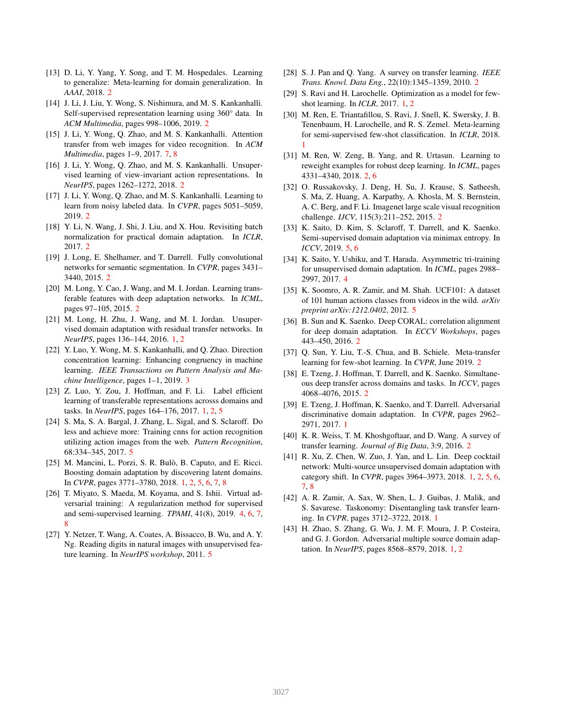[13] D. Li, Y. Yang, Y. Song, and T. M. Hospedales. Learning to generalize: Meta-learning for domain generalization. In *AAAI*, 2018. 2

[14] J. Li, J. Liu, Y. Wong, S. Nishimura, and M. S. Kankanhalli. Self-supervised representation learning using 360° data. In *ACM Multimedia*, pages 998–1006, 2019. 2

[15] J. Li, Y. Wong, Q. Zhao, and M. S. Kankanhalli. Attention transfer from web images for video recognition. In *ACM Multimedia*, pages 1–9, 2017. 7, 8

[16] J. Li, Y. Wong, Q. Zhao, and M. S. Kankanhalli. Unsupervised learning of view-invariant action representations. In *NeurIPS*, pages 1262–1272, 2018. 2

[17] J. Li, Y. Wong, Q. Zhao, and M. S. Kankanhalli. Learning to learn from noisy labeled data. In *CVPR*, pages 5051–5059, 2019. 2

[18] Y. Li, N. Wang, J. Shi, J. Liu, and X. Hou. Revisiting batch normalization for practical domain adaptation. In *ICLR*, 2017. 2

[19] J. Long, E. Shelhamer, and T. Darrell. Fully convolutional networks for semantic segmentation. In *CVPR*, pages 3431–3440, 2015. 2

[20] M. Long, Y. Cao, J. Wang, and M. I. Jordan. Learning transferable features with deep adaptation networks. In *ICML*, pages 97–105, 2015. 2

[21] M. Long, H. Zhu, J. Wang, and M. I. Jordan. Unsupervised domain adaptation with residual transfer networks. In *NeurIPS*, pages 136–144, 2016. 1, 2

[22] Y. Luo, Y. Wong, M. S. Kankanhalli, and Q. Zhao. Direction concentration learning: Enhancing congruency in machine learning. *IEEE Transactions on Pattern Analysis and Machine Intelligence*, pages 1–1, 2019. 3

[23] Z. Luo, Y. Zou, J. Hoffman, and F. Li. Label efficient learning of transferable representations acrosss domains and tasks. In *NeurIPS*, pages 164–176, 2017. 1, 2, 5

[24] S. Ma, S. A. Bargal, J. Zhang, L. Sigal, and S. Sclaroff. Do less and achieve more: Training cnns for action recognition utilizing action images from the web. *Pattern Recognition*, 68:334–345, 2017. 5

[25] M. Mancini, L. Porzi, S. R. Bulò, B. Caputo, and E. Ricci. Boosting domain adaptation by discovering latent domains. In *CVPR*, pages 3771–3780, 2018. 1, 2, 5, 6, 7, 8

[26] T. Miyato, S. Maeda, M. Koyama, and S. Ishii. Virtual adversarial training: A regularization method for supervised and semi-supervised learning. *TPAMI*, 41(8), 2019. 4, 6, 7, 8

[27] Y. Netzer, T. Wang, A. Coates, A. Bissacco, B. Wu, and A. Y. Ng. Reading digits in natural images with unsupervised feature learning. In *NeurIPS workshop*, 2011. 5

[28] S. J. Pan and Q. Yang. A survey on transfer learning. *IEEE Trans. Knowl. Data Eng.*, 22(10):1345–1359, 2010. 2

[29] S. Ravi and H. Larochelle. Optimization as a model for few-shot learning. In *ICLR*, 2017. 1, 2

[30] M. Ren, E. Triantafillou, S. Ravi, J. Snell, K. Swersky, J. B. Tenenbaum, H. Larochelle, and R. S. Zemel. Meta-learning for semi-supervised few-shot classification. In *ICLR*, 2018. 1

[31] M. Ren, W. Zeng, B. Yang, and R. Urtasun. Learning to reweight examples for robust deep learning. In *ICML*, pages 4331–4340, 2018. 2, 6

[32] O. Russakovsky, J. Deng, H. Su, J. Krause, S. Satheesh, S. Ma, Z. Huang, A. Karpathy, A. Khosla, M. S. Bernstein, A. C. Berg, and F. Li. Imagenet large scale visual recognition challenge. *IJCV*, 115(3):211–252, 2015. 2

[33] K. Saito, D. Kim, S. Sclaroff, T. Darrell, and K. Saenko. Semi-supervised domain adaptation via minimax entropy. In *ICCV*, 2019. 5, 6

[34] K. Saito, Y. Ushiku, and T. Harada. Asymmetric tri-training for unsupervised domain adaptation. In *ICML*, pages 2988–2997, 2017. 4

[35] K. Soomro, A. R. Zamir, and M. Shah. UCF101: A dataset of 101 human actions classes from videos in the wild. *arXiv preprint arXiv:1212.0402*, 2012. 5

[36] B. Sun and K. Saenko. Deep CORAL: correlation alignment for deep domain adaptation. In *ECCV Workshops*, pages 443–450, 2016. 2

[37] Q. Sun, Y. Liu, T.-S. Chua, and B. Schiele. Meta-transfer learning for few-shot learning. In *CVPR*, June 2019. 2

[38] E. Tzeng, J. Hoffman, T. Darrell, and K. Saenko. Simultaneous deep transfer across domains and tasks. In *ICCV*, pages 4068–4076, 2015. 2

[39] E. Tzeng, J. Hoffman, K. Saenko, and T. Darrell. Adversarial discriminative domain adaptation. In *CVPR*, pages 2962–2971, 2017. 1

[40] K. R. Weiss, T. M. Khoshgoftaar, and D. Wang. A survey of transfer learning. *Journal of Big Data*, 3:9, 2016. 2

[41] R. Xu, Z. Chen, W. Zuo, J. Yan, and L. Lin. Deep cocktail network: Multi-source unsupervised domain adaptation with category shift. In *CVPR*, pages 3964–3973, 2018. 1, 2, 5, 6, 7, 8

[42] A. R. Zamir, A. Sax, W. Shen, L. J. Guibas, J. Malik, and S. Savarese. Taskonomy: Disentangling task transfer learning. In *CVPR*, pages 3712–3722, 2018. 1

[43] H. Zhao, S. Zhang, G. Wu, J. M. F. Moura, J. P. Costeira, and G. J. Gordon. Adversarial multiple source domain adaptation. In *NeurIPS*, pages 8568–8579, 2018. 1, 2